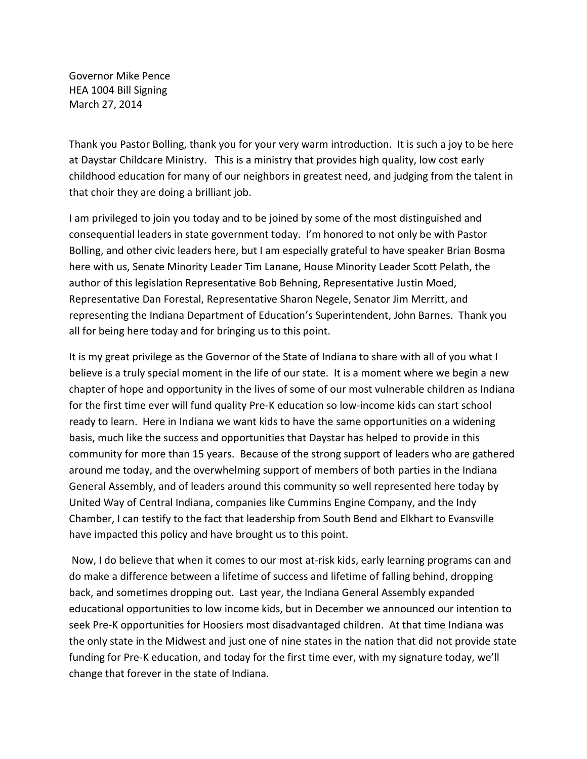Governor Mike Pence
HEA 1004 Bill Signing
March 27, 2014

Thank you Pastor Bolling, thank you for your very warm introduction. It is such a joy to be here at Daystar Childcare Ministry. This is a ministry that provides high quality, low cost early childhood education for many of our neighbors in greatest need, and judging from the talent in that choir they are doing a brilliant job.

I am privileged to join you today and to be joined by some of the most distinguished and consequential leaders in state government today. I'm honored to not only be with Pastor Bolling, and other civic leaders here, but I am especially grateful to have speaker Brian Bosma here with us, Senate Minority Leader Tim Lanane, House Minority Leader Scott Pelath, the author of this legislation Representative Bob Behning, Representative Justin Moed, Representative Dan Forestal, Representative Sharon Negele, Senator Jim Merritt, and representing the Indiana Department of Education's Superintendent, John Barnes. Thank you all for being here today and for bringing us to this point.

It is my great privilege as the Governor of the State of Indiana to share with all of you what I believe is a truly special moment in the life of our state. It is a moment where we begin a new chapter of hope and opportunity in the lives of some of our most vulnerable children as Indiana for the first time ever will fund quality Pre-K education so low-income kids can start school ready to learn. Here in Indiana we want kids to have the same opportunities on a widening basis, much like the success and opportunities that Daystar has helped to provide in this community for more than 15 years. Because of the strong support of leaders who are gathered around me today, and the overwhelming support of members of both parties in the Indiana General Assembly, and of leaders around this community so well represented here today by United Way of Central Indiana, companies like Cummins Engine Company, and the Indy Chamber, I can testify to the fact that leadership from South Bend and Elkhart to Evansville have impacted this policy and have brought us to this point.

Now, I do believe that when it comes to our most at-risk kids, early learning programs can and do make a difference between a lifetime of success and lifetime of falling behind, dropping back, and sometimes dropping out. Last year, the Indiana General Assembly expanded educational opportunities to low income kids, but in December we announced our intention to seek Pre-K opportunities for Hoosiers most disadvantaged children. At that time Indiana was the only state in the Midwest and just one of nine states in the nation that did not provide state funding for Pre-K education, and today for the first time ever, with my signature today, we'll change that forever in the state of Indiana.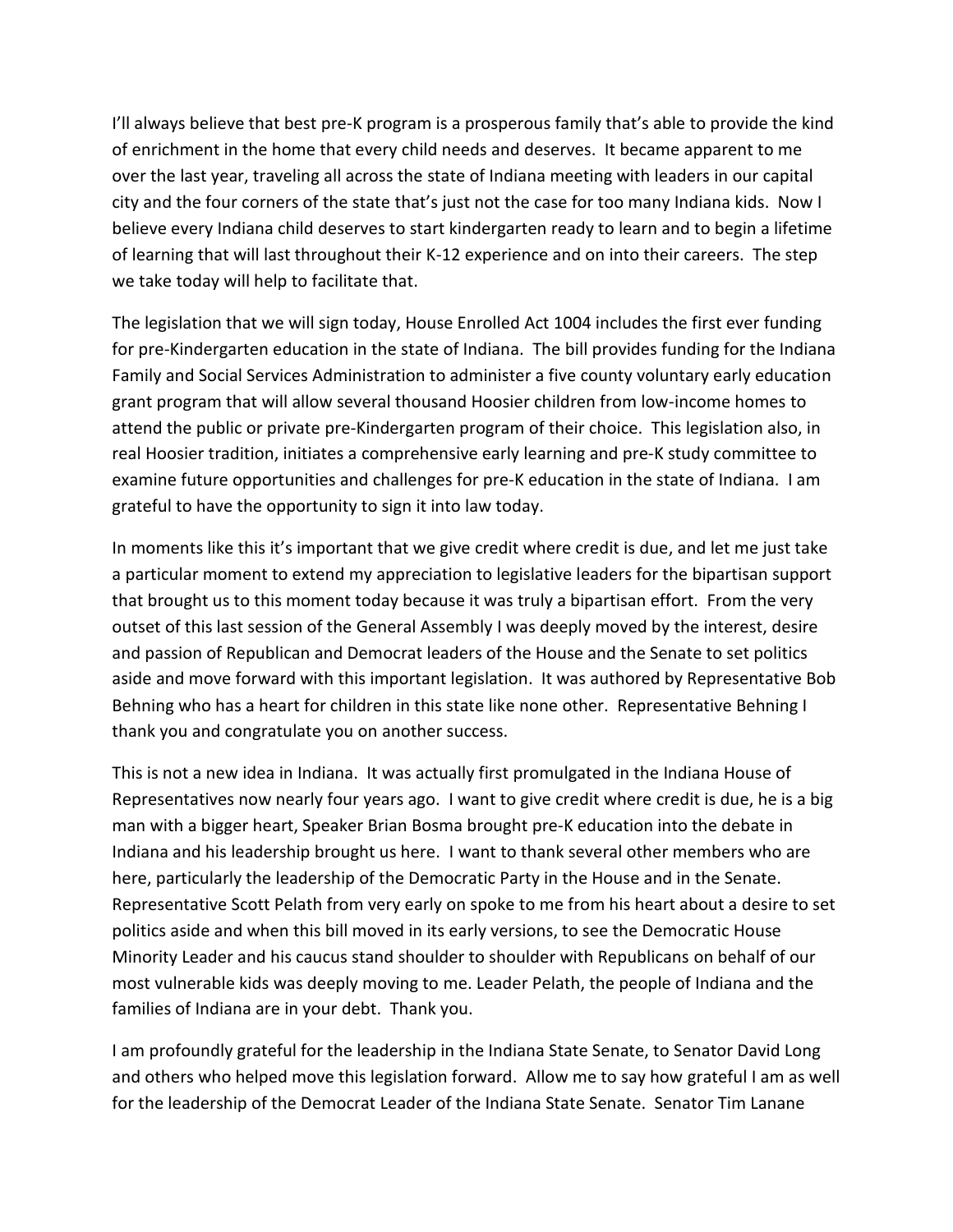I'll always believe that best pre-K program is a prosperous family that's able to provide the kind of enrichment in the home that every child needs and deserves. It became apparent to me over the last year, traveling all across the state of Indiana meeting with leaders in our capital city and the four corners of the state that's just not the case for too many Indiana kids. Now I believe every Indiana child deserves to start kindergarten ready to learn and to begin a lifetime of learning that will last throughout their K-12 experience and on into their careers. The step we take today will help to facilitate that.

The legislation that we will sign today, House Enrolled Act 1004 includes the first ever funding for pre-Kindergarten education in the state of Indiana. The bill provides funding for the Indiana Family and Social Services Administration to administer a five county voluntary early education grant program that will allow several thousand Hoosier children from low-income homes to attend the public or private pre-Kindergarten program of their choice. This legislation also, in real Hoosier tradition, initiates a comprehensive early learning and pre-K study committee to examine future opportunities and challenges for pre-K education in the state of Indiana. I am grateful to have the opportunity to sign it into law today.

In moments like this it's important that we give credit where credit is due, and let me just take a particular moment to extend my appreciation to legislative leaders for the bipartisan support that brought us to this moment today because it was truly a bipartisan effort. From the very outset of this last session of the General Assembly I was deeply moved by the interest, desire and passion of Republican and Democrat leaders of the House and the Senate to set politics aside and move forward with this important legislation. It was authored by Representative Bob Behning who has a heart for children in this state like none other. Representative Behning I thank you and congratulate you on another success.

This is not a new idea in Indiana. It was actually first promulgated in the Indiana House of Representatives now nearly four years ago. I want to give credit where credit is due, he is a big man with a bigger heart, Speaker Brian Bosma brought pre-K education into the debate in Indiana and his leadership brought us here. I want to thank several other members who are here, particularly the leadership of the Democratic Party in the House and in the Senate. Representative Scott Pelath from very early on spoke to me from his heart about a desire to set politics aside and when this bill moved in its early versions, to see the Democratic House Minority Leader and his caucus stand shoulder to shoulder with Republicans on behalf of our most vulnerable kids was deeply moving to me. Leader Pelath, the people of Indiana and the families of Indiana are in your debt. Thank you.

I am profoundly grateful for the leadership in the Indiana State Senate, to Senator David Long and others who helped move this legislation forward. Allow me to say how grateful I am as well for the leadership of the Democrat Leader of the Indiana State Senate. Senator Tim Lanane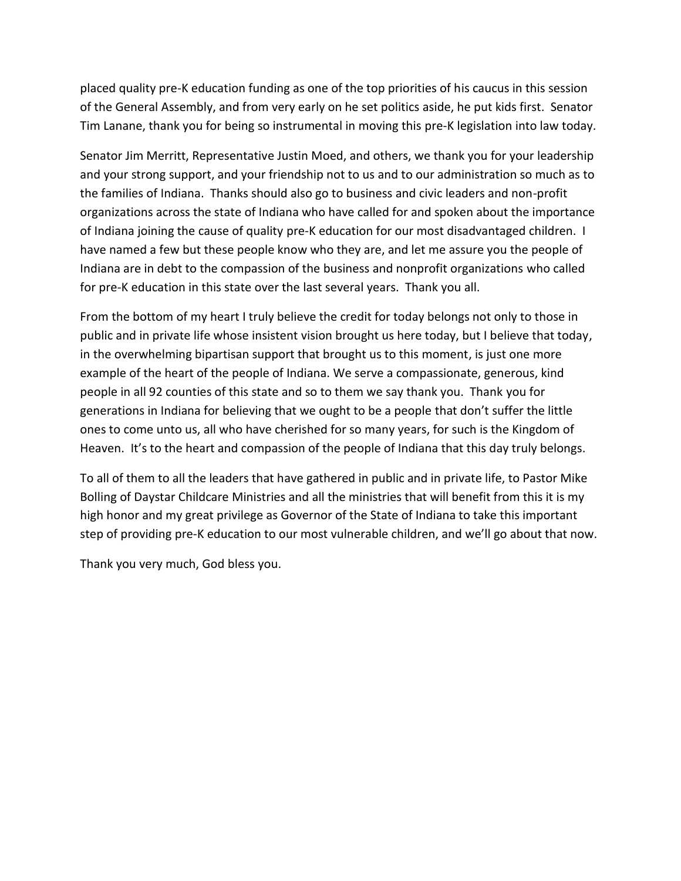placed quality pre-K education funding as one of the top priorities of his caucus in this session of the General Assembly, and from very early on he set politics aside, he put kids first. Senator Tim Lanane, thank you for being so instrumental in moving this pre-K legislation into law today.

Senator Jim Merritt, Representative Justin Moed, and others, we thank you for your leadership and your strong support, and your friendship not to us and to our administration so much as to the families of Indiana. Thanks should also go to business and civic leaders and non-profit organizations across the state of Indiana who have called for and spoken about the importance of Indiana joining the cause of quality pre-K education for our most disadvantaged children. I have named a few but these people know who they are, and let me assure you the people of Indiana are in debt to the compassion of the business and nonprofit organizations who called for pre-K education in this state over the last several years. Thank you all.

From the bottom of my heart I truly believe the credit for today belongs not only to those in public and in private life whose insistent vision brought us here today, but I believe that today, in the overwhelming bipartisan support that brought us to this moment, is just one more example of the heart of the people of Indiana. We serve a compassionate, generous, kind people in all 92 counties of this state and so to them we say thank you. Thank you for generations in Indiana for believing that we ought to be a people that don't suffer the little ones to come unto us, all who have cherished for so many years, for such is the Kingdom of Heaven. It's to the heart and compassion of the people of Indiana that this day truly belongs.

To all of them to all the leaders that have gathered in public and in private life, to Pastor Mike Bolling of Daystar Childcare Ministries and all the ministries that will benefit from this it is my high honor and my great privilege as Governor of the State of Indiana to take this important step of providing pre-K education to our most vulnerable children, and we'll go about that now.

Thank you very much, God bless you.